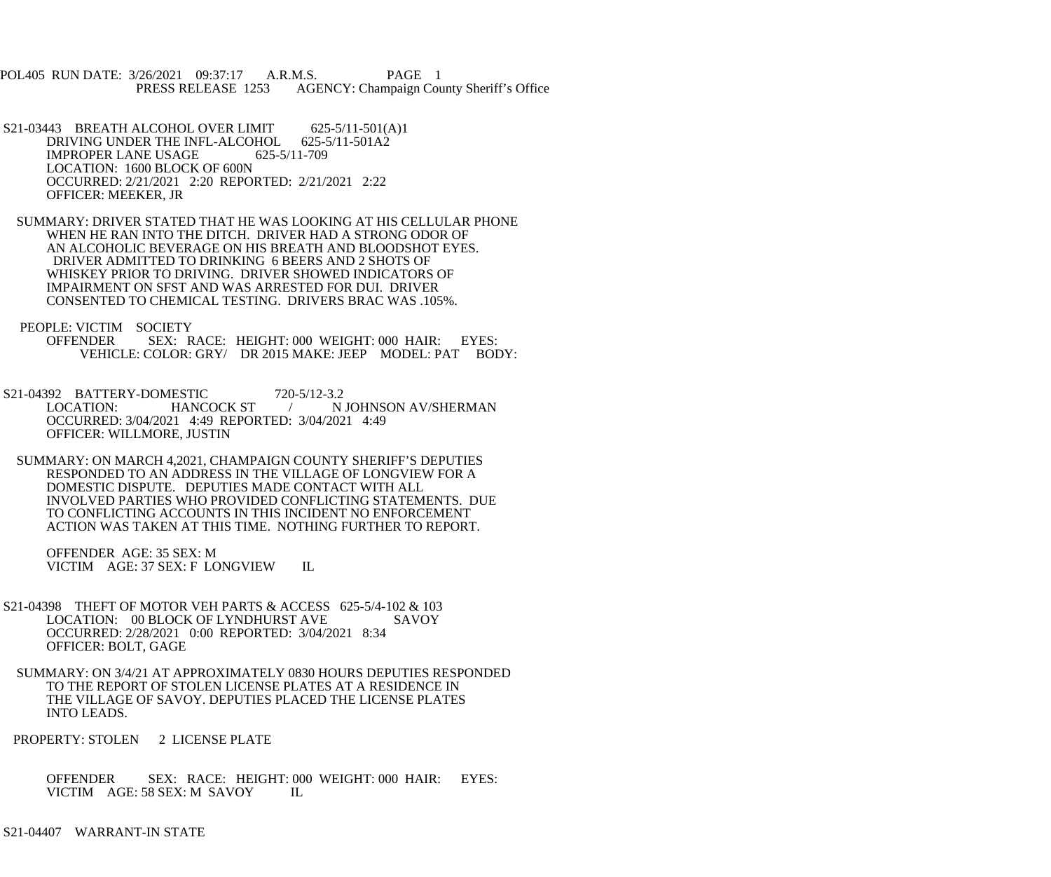POL405 RUN DATE: 3/26/2021 09:37:17 A.R.M.S. PAGE 1
PRESS RELEASE 1253 AGENCY: Champaign County Sheriff's Office

S21-03443 BREATH ALCOHOL OVER LIMIT 625-5/11-501(A)1
DRIVING UNDER THE INFL-ALCOHOL 625-5/11-501A2
IMPROPER LANE USAGE 625-5/11-709
LOCATION: 1600 BLOCK OF 600N
OCCURRED: 2/21/2021 2:20 REPORTED: 2/21/2021 2:22
OFFICER: MEEKER, JR

SUMMARY: DRIVER STATED THAT HE WAS LOOKING AT HIS CELLULAR PHONE WHEN HE RAN INTO THE DITCH. DRIVER HAD A STRONG ODOR OF AN ALCOHOLIC BEVERAGE ON HIS BREATH AND BLOODSHOT EYES. DRIVER ADMITTED TO DRINKING 6 BEERS AND 2 SHOTS OF WHISKEY PRIOR TO DRIVING. DRIVER SHOWED INDICATORS OF IMPAIRMENT ON SFST AND WAS ARRESTED FOR DUI. DRIVER CONSENTED TO CHEMICAL TESTING. DRIVERS BRAC WAS .105%.

PEOPLE: VICTIM SOCIETY
OFFENDER SEX: RACE: HEIGHT: 000 WEIGHT: 000 HAIR: EYES:
VEHICLE: COLOR: GRY/ DR 2015 MAKE: JEEP MODEL: PAT BODY:

S21-04392 BATTERY-DOMESTIC 720-5/12-3.2
LOCATION: HANCOCK ST / N JOHNSON AV/SHERMAN
OCCURRED: 3/04/2021 4:49 REPORTED: 3/04/2021 4:49
OFFICER: WILLMORE, JUSTIN

SUMMARY: ON MARCH 4,2021, CHAMPAIGN COUNTY SHERIFF'S DEPUTIES RESPONDED TO AN ADDRESS IN THE VILLAGE OF LONGVIEW FOR A DOMESTIC DISPUTE. DEPUTIES MADE CONTACT WITH ALL INVOLVED PARTIES WHO PROVIDED CONFLICTING STATEMENTS. DUE TO CONFLICTING ACCOUNTS IN THIS INCIDENT NO ENFORCEMENT ACTION WAS TAKEN AT THIS TIME. NOTHING FURTHER TO REPORT.

OFFENDER AGE: 35 SEX: M
VICTIM AGE: 37 SEX: F LONGVIEW IL

S21-04398 THEFT OF MOTOR VEH PARTS & ACCESS 625-5/4-102 & 103
LOCATION: 00 BLOCK OF LYNDHURST AVE SAVOY
OCCURRED: 2/28/2021 0:00 REPORTED: 3/04/2021 8:34
OFFICER: BOLT, GAGE

SUMMARY: ON 3/4/21 AT APPROXIMATELY 0830 HOURS DEPUTIES RESPONDED TO THE REPORT OF STOLEN LICENSE PLATES AT A RESIDENCE IN THE VILLAGE OF SAVOY. DEPUTIES PLACED THE LICENSE PLATES INTO LEADS.

PROPERTY: STOLEN 2 LICENSE PLATE

OFFENDER SEX: RACE: HEIGHT: 000 WEIGHT: 000 HAIR: EYES:
VICTIM AGE: 58 SEX: M SAVOY IL

S21-04407 WARRANT-IN STATE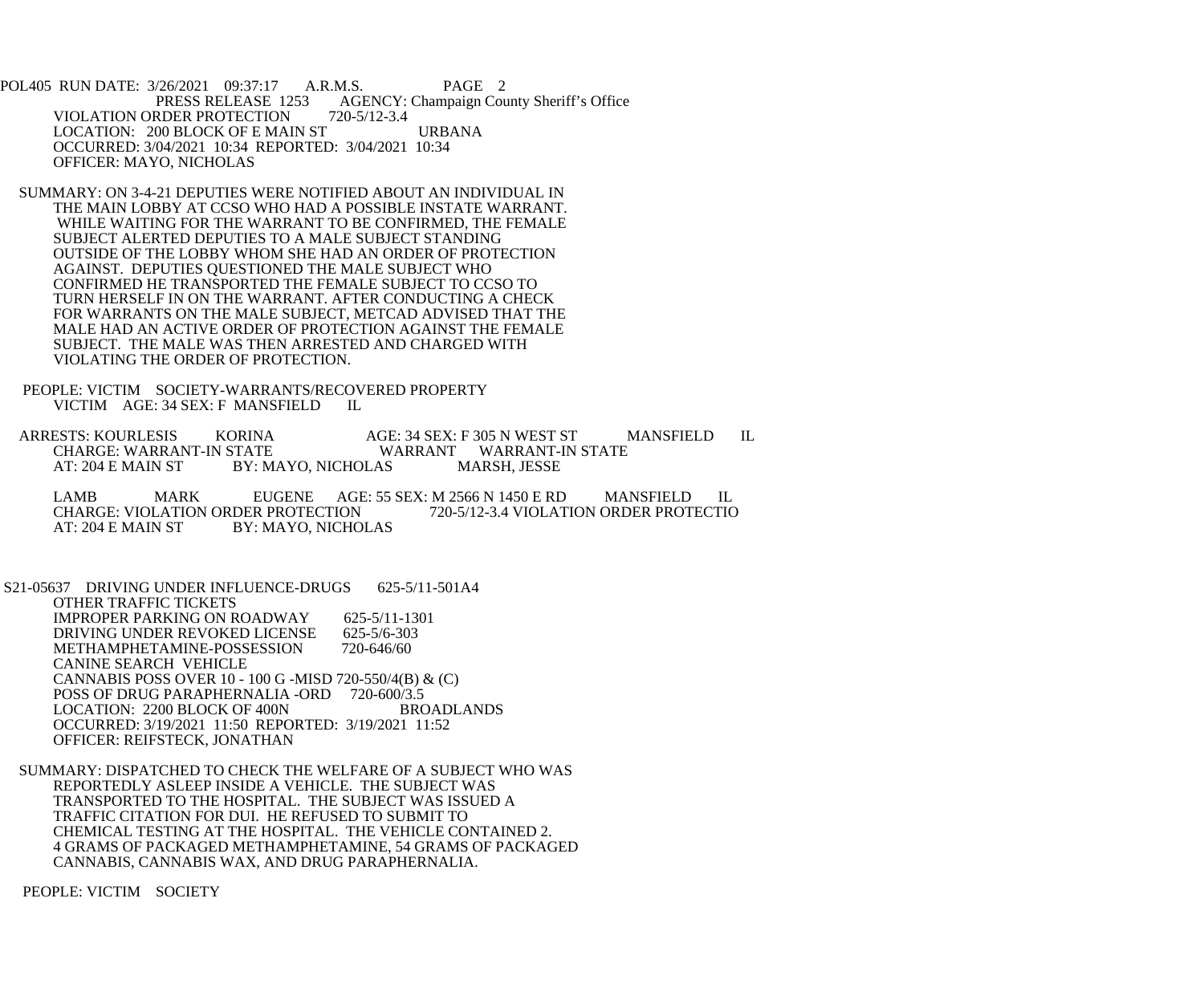PRESS RELEASE 1253 AGENCY: Champaign County Sheriff's Office

VIOLATION ORDER PROTECTION 720-5/12-3.4
LOCATION: 200 BLOCK OF E MAIN ST URBANA
OCCURRED: 3/04/2021 10:34 REPORTED: 3/04/2021 10:34
OFFICER: MAYO, NICHOLAS

SUMMARY: ON 3-4-21 DEPUTIES WERE NOTIFIED ABOUT AN INDIVIDUAL IN THE MAIN LOBBY AT CCSO WHO HAD A POSSIBLE INSTATE WARRANT. WHILE WAITING FOR THE WARRANT TO BE CONFIRMED, THE FEMALE SUBJECT ALERTED DEPUTIES TO A MALE SUBJECT STANDING OUTSIDE OF THE LOBBY WHOM SHE HAD AN ORDER OF PROTECTION AGAINST. DEPUTIES QUESTIONED THE MALE SUBJECT WHO CONFIRMED HE TRANSPORTED THE FEMALE SUBJECT TO CCSO TO TURN HERSELF IN ON THE WARRANT. AFTER CONDUCTING A CHECK FOR WARRANTS ON THE MALE SUBJECT, METCAD ADVISED THAT THE MALE HAD AN ACTIVE ORDER OF PROTECTION AGAINST THE FEMALE SUBJECT. THE MALE WAS THEN ARRESTED AND CHARGED WITH VIOLATING THE ORDER OF PROTECTION.

PEOPLE: VICTIM SOCIETY-WARRANTS/RECOVERED PROPERTY
VICTIM AGE: 34 SEX: F MANSFIELD IL

ARRESTS: KOURLESIS KORINA AGE: 34 SEX: F 305 N WEST ST MANSFIELD IL
CHARGE: WARRANT-IN STATE WARRANT WARRANT-IN STATE
AT: 204 E MAIN ST BY: MAYO, NICHOLAS MARSH, JESSE

LAMB MARK EUGENE AGE: 55 SEX: M 2566 N 1450 E RD MANSFIELD IL
CHARGE: VIOLATION ORDER PROTECTION 720-5/12-3.4 VIOLATION ORDER PROTECTIO
AT: 204 E MAIN ST BY: MAYO, NICHOLAS

S21-05637 DRIVING UNDER INFLUENCE-DRUGS 625-5/11-501A4
OTHER TRAFFIC TICKETS
IMPROPER PARKING ON ROADWAY 625-5/11-1301
DRIVING UNDER REVOKED LICENSE 625-5/6-303
METHAMPHETAMINE-POSSESSION 720-646/60
CANINE SEARCH VEHICLE
CANNABIS POSS OVER 10 - 100 G -MISD 720-550/4(B) & (C)
POSS OF DRUG PARAPHERNALIA -ORD 720-600/3.5
LOCATION: 2200 BLOCK OF 400N BROADLANDS
OCCURRED: 3/19/2021 11:50 REPORTED: 3/19/2021 11:52
OFFICER: REIFSTECK, JONATHAN

SUMMARY: DISPATCHED TO CHECK THE WELFARE OF A SUBJECT WHO WAS REPORTEDLY ASLEEP INSIDE A VEHICLE. THE SUBJECT WAS TRANSPORTED TO THE HOSPITAL. THE SUBJECT WAS ISSUED A TRAFFIC CITATION FOR DUI. HE REFUSED TO SUBMIT TO CHEMICAL TESTING AT THE HOSPITAL. THE VEHICLE CONTAINED 2. 4 GRAMS OF PACKAGED METHAMPHETAMINE, 54 GRAMS OF PACKAGED CANNABIS, CANNABIS WAX, AND DRUG PARAPHERNALIA.

PEOPLE: VICTIM SOCIETY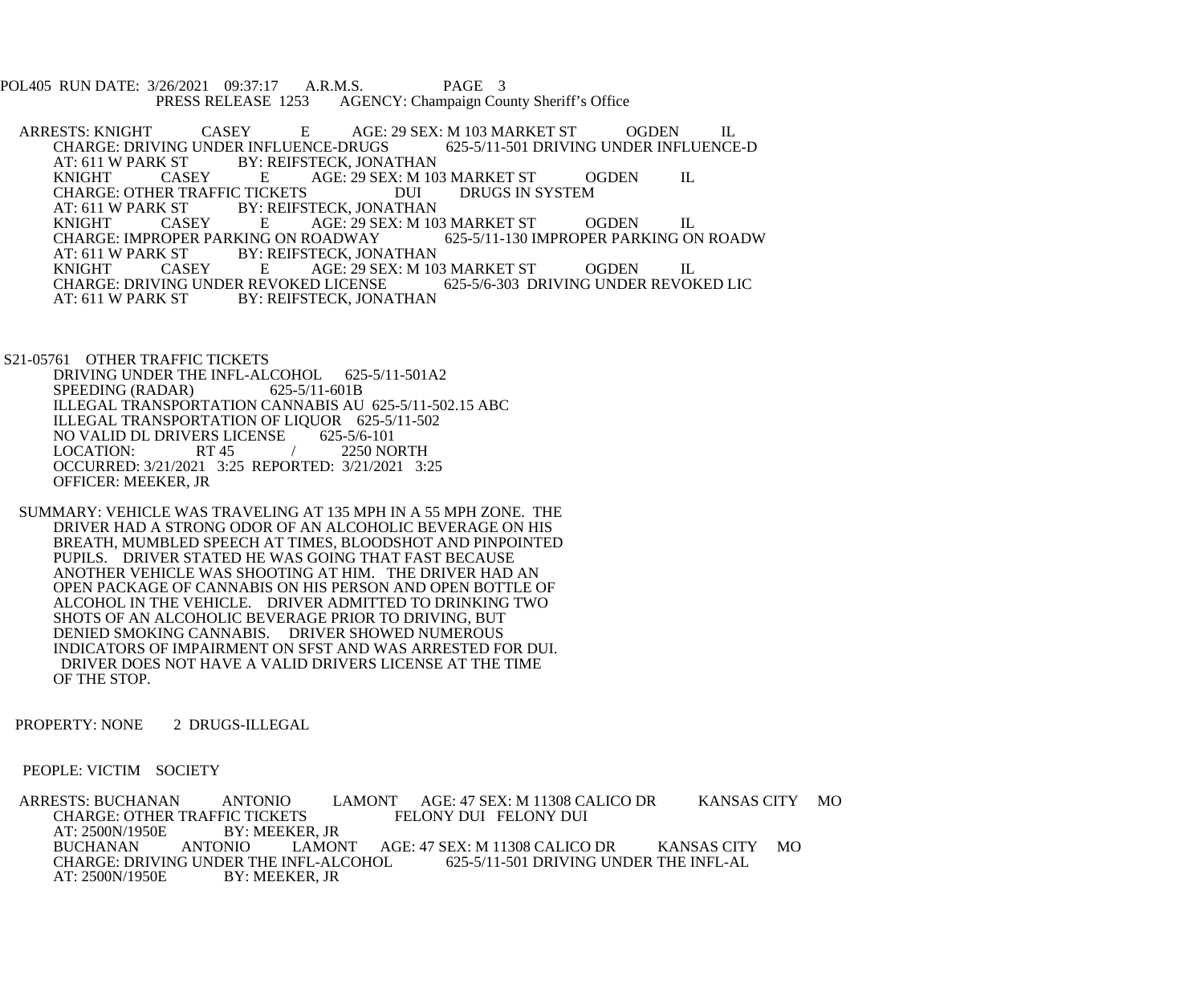ARRESTS: KNIGHT CASEY E AGE: 29 SEX: M 103 MARKET ST OGDEN IL
CHARGE: DRIVING UNDER INFLUENCE-DRUGS 625-5/11-501 DRIVING UNDER INFLUENCE-D
AT: 611 W PARK ST BY: REIFSTECK, JONATHAN
KNIGHT CASEY E AGE: 29 SEX: M 103 MARKET ST OGDEN IL
CHARGE: OTHER TRAFFIC TICKETS DUI DRUGS IN SYSTEM
AT: 611 W PARK ST BY: REIFSTECK, JONATHAN
KNIGHT CASEY E AGE: 29 SEX: M 103 MARKET ST OGDEN IL
CHARGE: IMPROPER PARKING ON ROADWAY 625-5/11-130 IMPROPER PARKING ON ROADW
AT: 611 W PARK ST BY: REIFSTECK, JONATHAN
KNIGHT CASEY E AGE: 29 SEX: M 103 MARKET ST OGDEN IL
CHARGE: DRIVING UNDER REVOKED LICENSE 625-5/6-303 DRIVING UNDER REVOKED LIC
AT: 611 W PARK ST BY: REIFSTECK, JONATHAN

S21-05761 OTHER TRAFFIC TICKETS
DRIVING UNDER THE INFL-ALCOHOL 625-5/11-501A2
SPEEDING (RADAR) 625-5/11-601B
ILLEGAL TRANSPORTATION CANNABIS AU 625-5/11-502.15 ABC
ILLEGAL TRANSPORTATION OF LIQUOR 625-5/11-502
NO VALID DL DRIVERS LICENSE 625-5/6-101
LOCATION: RT 45 / 2250 NORTH
OCCURRED: 3/21/2021 3:25 REPORTED: 3/21/2021 3:25
OFFICER: MEEKER, JR

SUMMARY: VEHICLE WAS TRAVELING AT 135 MPH IN A 55 MPH ZONE. THE DRIVER HAD A STRONG ODOR OF AN ALCOHOLIC BEVERAGE ON HIS BREATH, MUMBLED SPEECH AT TIMES, BLOODSHOT AND PINPOINTED PUPILS. DRIVER STATED HE WAS GOING THAT FAST BECAUSE ANOTHER VEHICLE WAS SHOOTING AT HIM. THE DRIVER HAD AN OPEN PACKAGE OF CANNABIS ON HIS PERSON AND OPEN BOTTLE OF ALCOHOL IN THE VEHICLE. DRIVER ADMITTED TO DRINKING TWO SHOTS OF AN ALCOHOLIC BEVERAGE PRIOR TO DRIVING, BUT DENIED SMOKING CANNABIS. DRIVER SHOWED NUMEROUS INDICATORS OF IMPAIRMENT ON SFST AND WAS ARRESTED FOR DUI. DRIVER DOES NOT HAVE A VALID DRIVERS LICENSE AT THE TIME OF THE STOP.

PROPERTY: NONE 2 DRUGS-ILLEGAL

PEOPLE: VICTIM SOCIETY

ARRESTS: BUCHANAN ANTONIO LAMONT AGE: 47 SEX: M 11308 CALICO DR KANSAS CITY MO
CHARGE: OTHER TRAFFIC TICKETS FELONY DUI FELONY DUI
AT: 2500N/1950E BY: MEEKER, JR
BUCHANAN ANTONIO LAMONT AGE: 47 SEX: M 11308 CALICO DR KANSAS CITY MO
CHARGE: DRIVING UNDER THE INFL-ALCOHOL 625-5/11-501 DRIVING UNDER THE INFL-AL
AT: 2500N/1950E BY: MEEKER, JR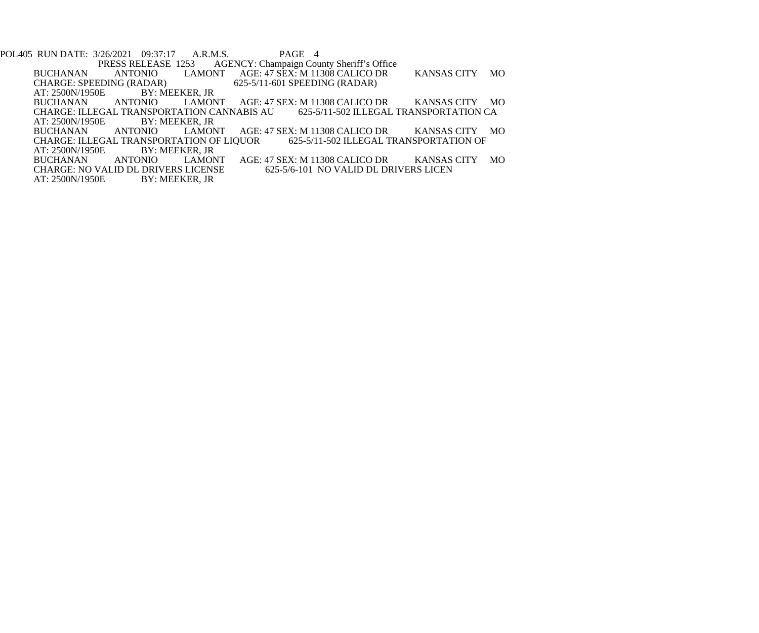PRESS RELEASE 1253 AGENCY: Champaign County Sheriff's Office

BUCHANAN ANTONIO LAMONT AGE: 47 SEX: M 11308 CALICO DR KANSAS CITY MO
CHARGE: SPEEDING (RADAR) 625-5/11-601 SPEEDING (RADAR)
AT: 2500N/1950E BY: MEEKER, JR

BUCHANAN ANTONIO LAMONT AGE: 47 SEX: M 11308 CALICO DR KANSAS CITY MO
CHARGE: ILLEGAL TRANSPORTATION CANNABIS AU 625-5/11-502 ILLEGAL TRANSPORTATION CA
AT: 2500N/1950E BY: MEEKER, JR

BUCHANAN ANTONIO LAMONT AGE: 47 SEX: M 11308 CALICO DR KANSAS CITY MO
CHARGE: ILLEGAL TRANSPORTATION OF LIQUOR 625-5/11-502 ILLEGAL TRANSPORTATION OF
AT: 2500N/1950E BY: MEEKER, JR

BUCHANAN ANTONIO LAMONT AGE: 47 SEX: M 11308 CALICO DR KANSAS CITY MO
CHARGE: NO VALID DL DRIVERS LICENSE 625-5/6-101 NO VALID DL DRIVERS LICEN
AT: 2500N/1950E BY: MEEKER, JR